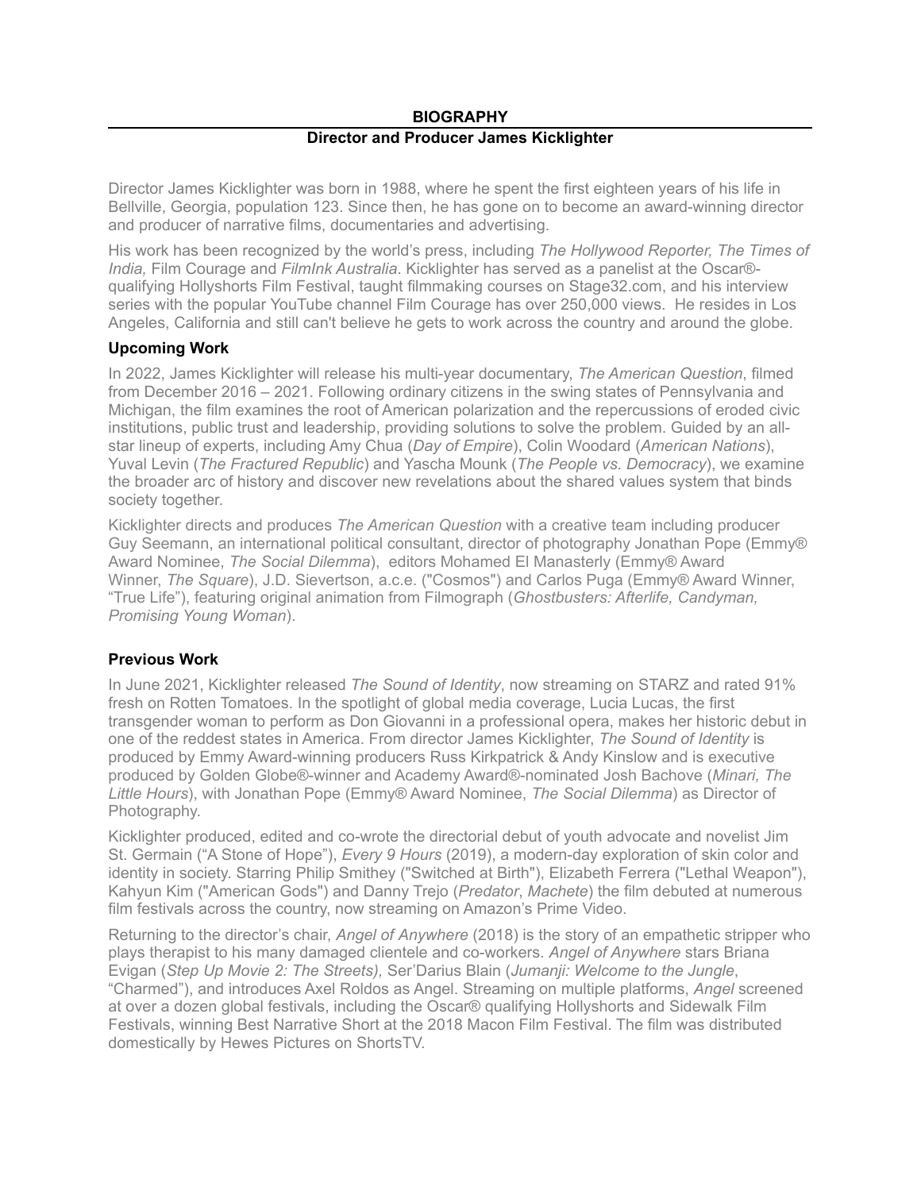**BIOGRAPHY**

**Director and Producer James Kicklighter**

Director James Kicklighter was born in 1988, where he spent the first eighteen years of his life in Bellville, Georgia, population 123. Since then, he has gone on to become an award-winning director and producer of narrative films, documentaries and advertising.

His work has been recognized by the world's press, including *The Hollywood Reporter, The Times of India,* Film Courage and *FilmInk Australia*. Kicklighter has served as a panelist at the Oscar®-qualifying Hollyshorts Film Festival, taught filmmaking courses on Stage32.com, and his interview series with the popular YouTube channel Film Courage has over 250,000 views. He resides in Los Angeles, California and still can't believe he gets to work across the country and around the globe.

### Upcoming Work

In 2022, James Kicklighter will release his multi-year documentary, *The American Question*, filmed from December 2016 – 2021. Following ordinary citizens in the swing states of Pennsylvania and Michigan, the film examines the root of American polarization and the repercussions of eroded civic institutions, public trust and leadership, providing solutions to solve the problem. Guided by an all-star lineup of experts, including Amy Chua (*Day of Empire*), Colin Woodard (*American Nations*), Yuval Levin (*The Fractured Republic*) and Yascha Mounk (*The People vs. Democracy*), we examine the broader arc of history and discover new revelations about the shared values system that binds society together.

Kicklighter directs and produces *The American Question* with a creative team including producer Guy Seemann, an international political consultant, director of photography Jonathan Pope (Emmy® Award Nominee, *The Social Dilemma*), editors Mohamed El Manasterly (Emmy® Award Winner, *The Square*), J.D. Sievertson, a.c.e. ("Cosmos") and Carlos Puga (Emmy® Award Winner, "True Life"), featuring original animation from Filmograph (*Ghostbusters: Afterlife, Candyman, Promising Young Woman*).

### Previous Work

In June 2021, Kicklighter released *The Sound of Identity*, now streaming on STARZ and rated 91% fresh on Rotten Tomatoes. In the spotlight of global media coverage, Lucia Lucas, the first transgender woman to perform as Don Giovanni in a professional opera, makes her historic debut in one of the reddest states in America. From director James Kicklighter, *The Sound of Identity* is produced by Emmy Award-winning producers Russ Kirkpatrick & Andy Kinslow and is executive produced by Golden Globe®-winner and Academy Award®-nominated Josh Bachove (*Minari, The Little Hours*), with Jonathan Pope (Emmy® Award Nominee, *The Social Dilemma*) as Director of Photography.

Kicklighter produced, edited and co-wrote the directorial debut of youth advocate and novelist Jim St. Germain ("A Stone of Hope"), *Every 9 Hours* (2019), a modern-day exploration of skin color and identity in society. Starring Philip Smithey ("Switched at Birth"), Elizabeth Ferrera ("Lethal Weapon"), Kahyun Kim ("American Gods") and Danny Trejo (*Predator*, *Machete*) the film debuted at numerous film festivals across the country, now streaming on Amazon's Prime Video.

Returning to the director's chair, *Angel of Anywhere* (2018) is the story of an empathetic stripper who plays therapist to his many damaged clientele and co-workers. *Angel of Anywhere* stars Briana Evigan (*Step Up Movie 2: The Streets),* Ser'Darius Blain (*Jumanji: Welcome to the Jungle*, "Charmed"), and introduces Axel Roldos as Angel. Streaming on multiple platforms, *Angel* screened at over a dozen global festivals, including the Oscar® qualifying Hollyshorts and Sidewalk Film Festivals, winning Best Narrative Short at the 2018 Macon Film Festival. The film was distributed domestically by Hewes Pictures on ShortsTV.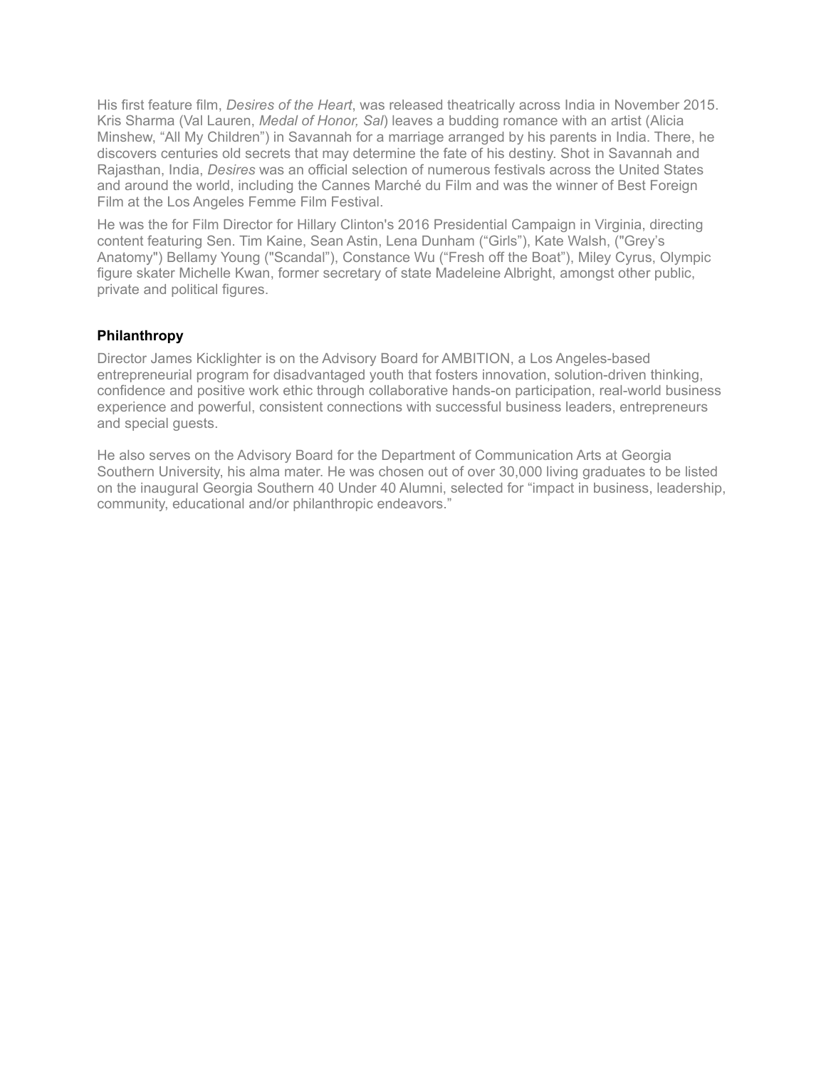His first feature film, *Desires of the Heart*, was released theatrically across India in November 2015. Kris Sharma (Val Lauren, *Medal of Honor, Sal*) leaves a budding romance with an artist (Alicia Minshew, "All My Children") in Savannah for a marriage arranged by his parents in India. There, he discovers centuries old secrets that may determine the fate of his destiny. Shot in Savannah and Rajasthan, India, *Desires* was an official selection of numerous festivals across the United States and around the world, including the Cannes Marché du Film and was the winner of Best Foreign Film at the Los Angeles Femme Film Festival.

He was the for Film Director for Hillary Clinton's 2016 Presidential Campaign in Virginia, directing content featuring Sen. Tim Kaine, Sean Astin, Lena Dunham ("Girls"), Kate Walsh, ("Grey's Anatomy") Bellamy Young ("Scandal"), Constance Wu ("Fresh off the Boat"), Miley Cyrus, Olympic figure skater Michelle Kwan, former secretary of state Madeleine Albright, amongst other public, private and political figures.

**Philanthropy**

Director James Kicklighter is on the Advisory Board for AMBITION, a Los Angeles-based entrepreneurial program for disadvantaged youth that fosters innovation, solution-driven thinking, confidence and positive work ethic through collaborative hands-on participation, real-world business experience and powerful, consistent connections with successful business leaders, entrepreneurs and special guests.

He also serves on the Advisory Board for the Department of Communication Arts at Georgia Southern University, his alma mater. He was chosen out of over 30,000 living graduates to be listed on the inaugural Georgia Southern 40 Under 40 Alumni, selected for "impact in business, leadership, community, educational and/or philanthropic endeavors."